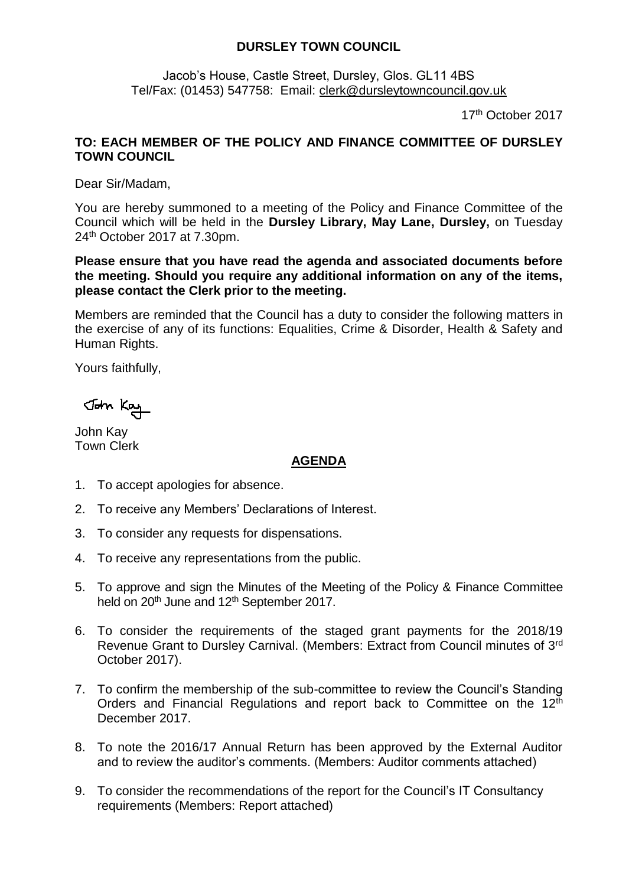**DURSLEY TOWN COUNCIL**

Jacob's House, Castle Street, Dursley, Glos. GL11 4BS
Tel/Fax: (01453) 547758: Email: clerk@dursleytowncouncil.gov.uk

17th October 2017

**TO: EACH MEMBER OF THE POLICY AND FINANCE COMMITTEE OF DURSLEY TOWN COUNCIL**

Dear Sir/Madam,

You are hereby summoned to a meeting of the Policy and Finance Committee of the Council which will be held in the **Dursley Library, May Lane, Dursley,** on Tuesday 24th October 2017 at 7.30pm.

**Please ensure that you have read the agenda and associated documents before the meeting. Should you require any additional information on any of the items, please contact the Clerk prior to the meeting.**

Members are reminded that the Council has a duty to consider the following matters in the exercise of any of its functions: Equalities, Crime & Disorder, Health & Safety and Human Rights.

Yours faithfully,

John Kay

John Kay
Town Clerk

**AGENDA**

1. To accept apologies for absence.
2. To receive any Members' Declarations of Interest.
3. To consider any requests for dispensations.
4. To receive any representations from the public.
5. To approve and sign the Minutes of the Meeting of the Policy & Finance Committee held on 20th June and 12th September 2017.
6. To consider the requirements of the staged grant payments for the 2018/19 Revenue Grant to Dursley Carnival. (Members: Extract from Council minutes of 3rd October 2017).
7. To confirm the membership of the sub-committee to review the Council's Standing Orders and Financial Regulations and report back to Committee on the 12th December 2017.
8. To note the 2016/17 Annual Return has been approved by the External Auditor and to review the auditor's comments. (Members: Auditor comments attached)
9. To consider the recommendations of the report for the Council's IT Consultancy requirements (Members: Report attached)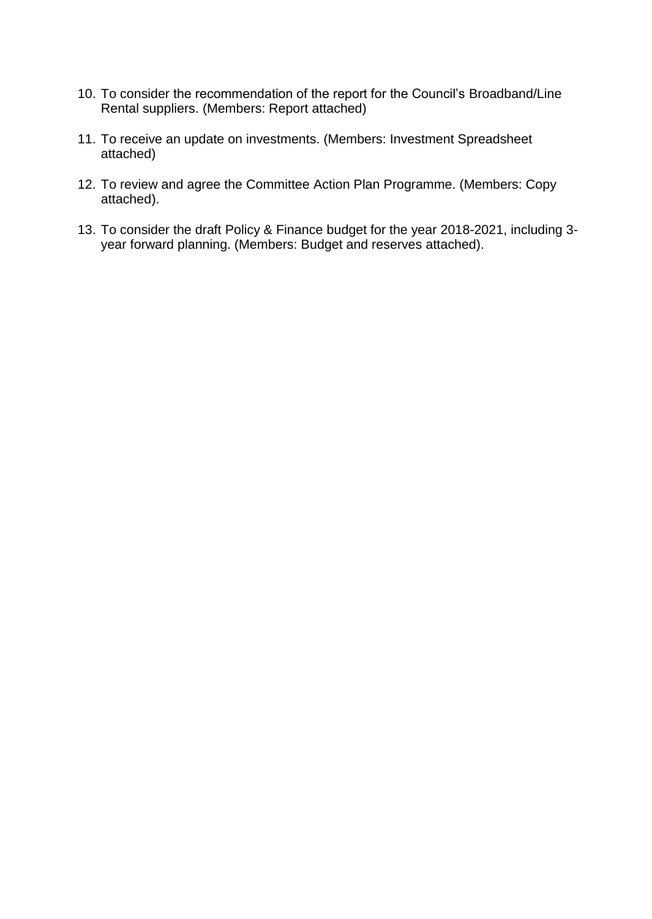10. To consider the recommendation of the report for the Council's Broadband/Line Rental suppliers. (Members: Report attached)

11. To receive an update on investments. (Members: Investment Spreadsheet attached)

12. To review and agree the Committee Action Plan Programme. (Members: Copy attached).

13. To consider the draft Policy & Finance budget for the year 2018-2021, including 3-year forward planning. (Members: Budget and reserves attached).